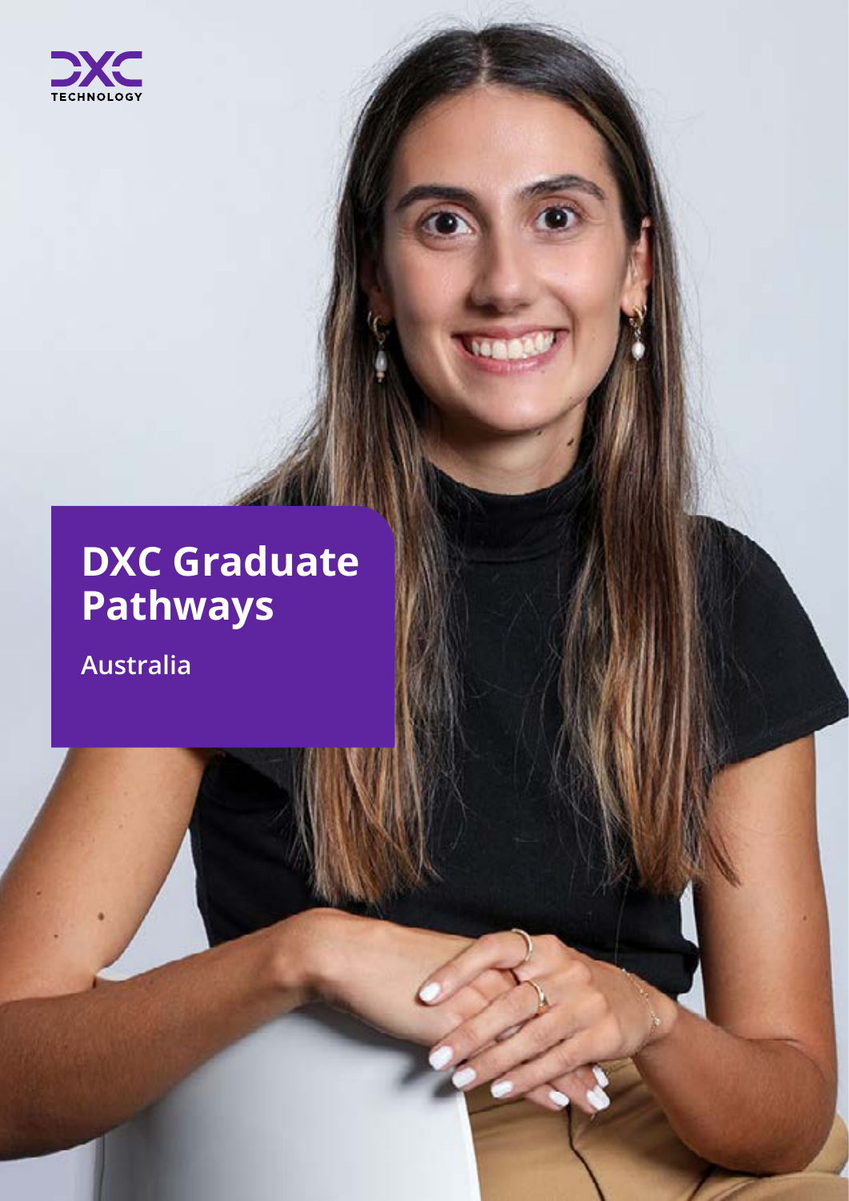DXC TECHNOLOGY

# DXC Graduate Pathways

Australia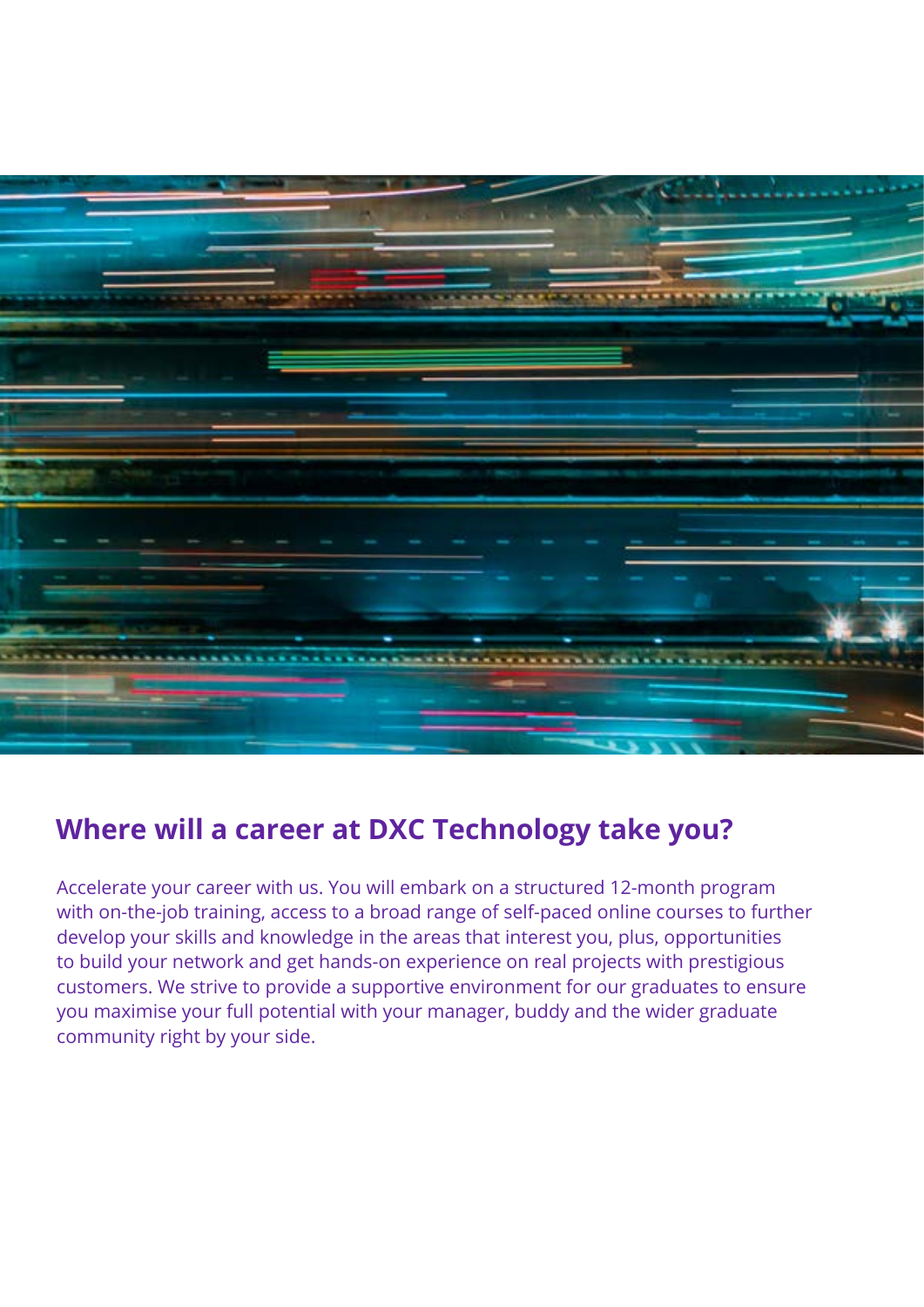## Where will a career at DXC Technology take you?

Accelerate your career with us. You will embark on a structured 12-month program with on-the-job training, access to a broad range of self-paced online courses to further develop your skills and knowledge in the areas that interest you, plus, opportunities to build your network and get hands-on experience on real projects with prestigious customers. We strive to provide a supportive environment for our graduates to ensure you maximise your full potential with your manager, buddy and the wider graduate community right by your side.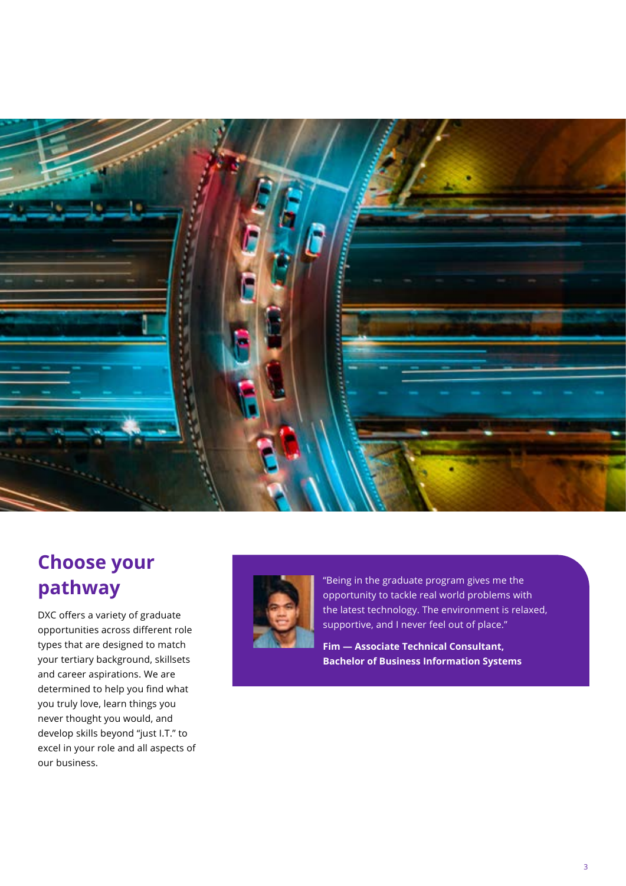## Choose your pathway

DXC offers a variety of graduate opportunities across different role types that are designed to match your tertiary background, skillsets and career aspirations. We are determined to help you find what you truly love, learn things you never thought you would, and develop skills beyond "just I.T." to excel in your role and all aspects of our business.

"Being in the graduate program gives me the opportunity to tackle real world problems with the latest technology. The environment is relaxed, supportive, and I never feel out of place."

**Fim — Associate Technical Consultant, Bachelor of Business Information Systems**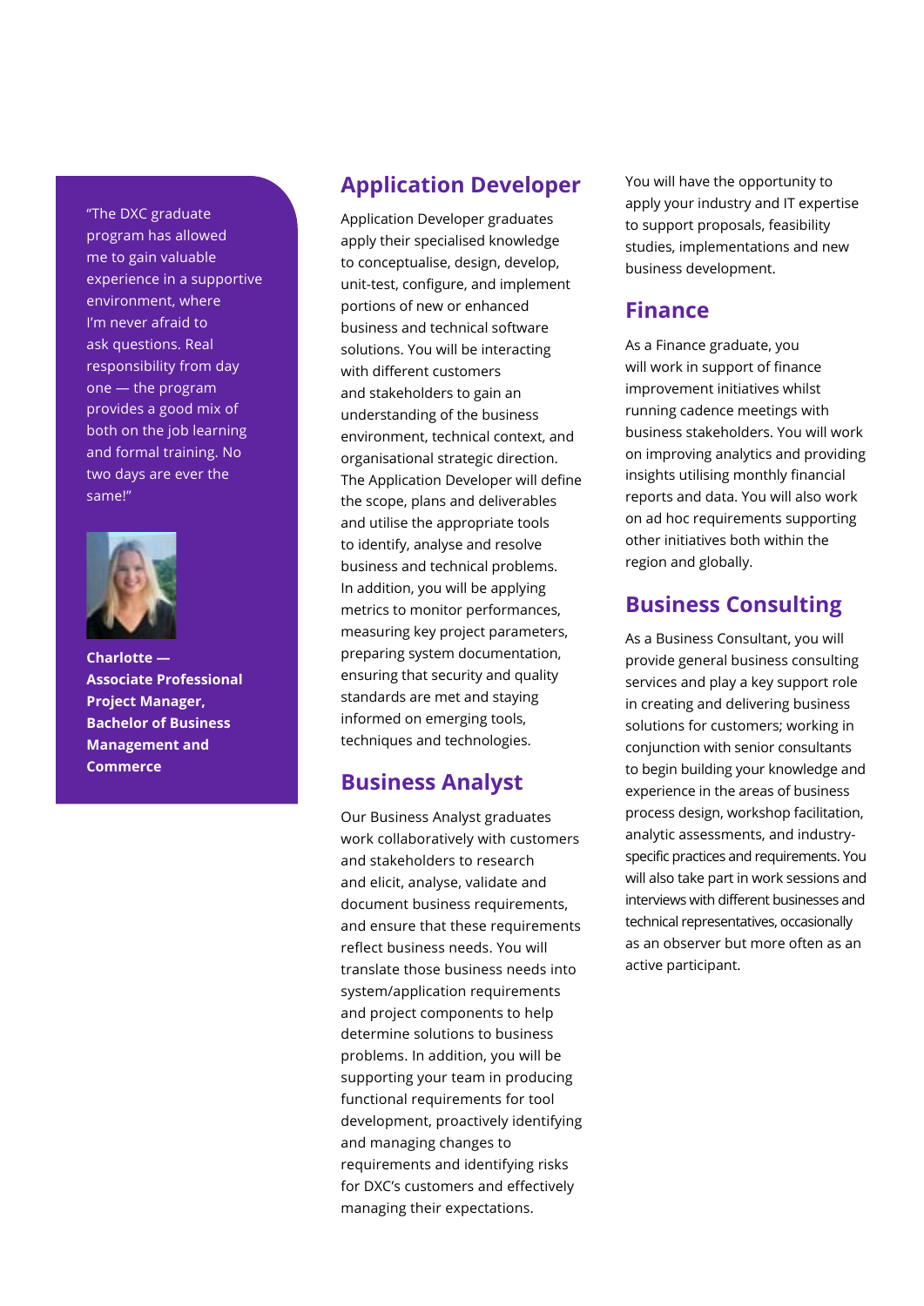"The DXC graduate program has allowed me to gain valuable experience in a supportive environment, where I'm never afraid to ask questions. Real responsibility from day one — the program provides a good mix of both on the job learning and formal training. No two days are ever the same!"

**Charlotte — Associate Professional Project Manager, Bachelor of Business Management and Commerce**

## Application Developer

Application Developer graduates apply their specialised knowledge to conceptualise, design, develop, unit-test, configure, and implement portions of new or enhanced business and technical software solutions. You will be interacting with different customers and stakeholders to gain an understanding of the business environment, technical context, and organisational strategic direction. The Application Developer will define the scope, plans and deliverables and utilise the appropriate tools to identify, analyse and resolve business and technical problems. In addition, you will be applying metrics to monitor performances, measuring key project parameters, preparing system documentation, ensuring that security and quality standards are met and staying informed on emerging tools, techniques and technologies.

## Business Analyst

Our Business Analyst graduates work collaboratively with customers and stakeholders to research and elicit, analyse, validate and document business requirements, and ensure that these requirements reflect business needs. You will translate those business needs into system/application requirements and project components to help determine solutions to business problems. In addition, you will be supporting your team in producing functional requirements for tool development, proactively identifying and managing changes to requirements and identifying risks for DXC's customers and effectively managing their expectations.

You will have the opportunity to apply your industry and IT expertise to support proposals, feasibility studies, implementations and new business development.

## Finance

As a Finance graduate, you will work in support of finance improvement initiatives whilst running cadence meetings with business stakeholders. You will work on improving analytics and providing insights utilising monthly financial reports and data. You will also work on ad hoc requirements supporting other initiatives both within the region and globally.

## Business Consulting

As a Business Consultant, you will provide general business consulting services and play a key support role in creating and delivering business solutions for customers; working in conjunction with senior consultants to begin building your knowledge and experience in the areas of business process design, workshop facilitation, analytic assessments, and industry-specific practices and requirements. You will also take part in work sessions and interviews with different businesses and technical representatives, occasionally as an observer but more often as an active participant.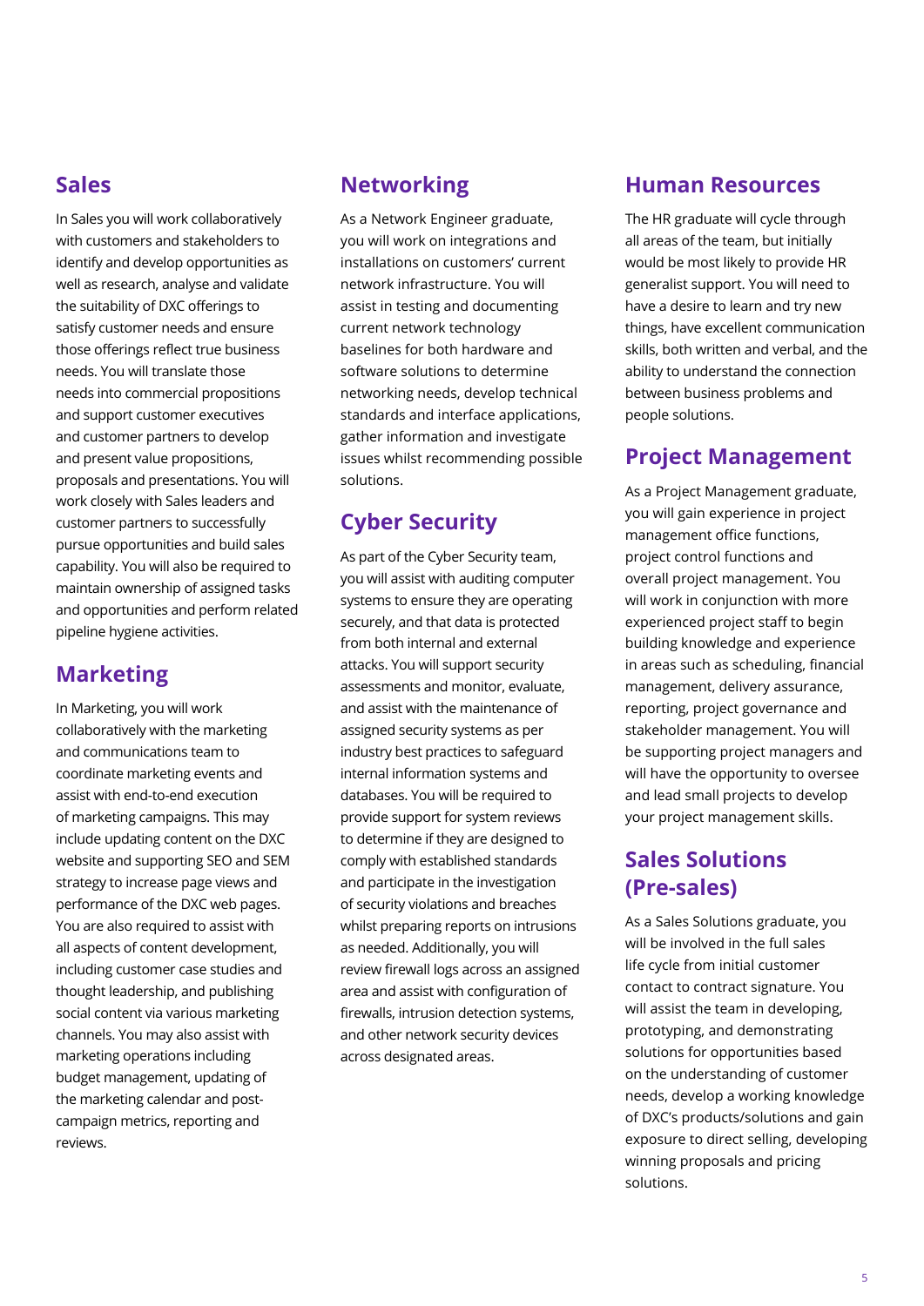## Sales

In Sales you will work collaboratively with customers and stakeholders to identify and develop opportunities as well as research, analyse and validate the suitability of DXC offerings to satisfy customer needs and ensure those offerings reflect true business needs. You will translate those needs into commercial propositions and support customer executives and customer partners to develop and present value propositions, proposals and presentations. You will work closely with Sales leaders and customer partners to successfully pursue opportunities and build sales capability. You will also be required to maintain ownership of assigned tasks and opportunities and perform related pipeline hygiene activities.

## Marketing

In Marketing, you will work collaboratively with the marketing and communications team to coordinate marketing events and assist with end-to-end execution of marketing campaigns. This may include updating content on the DXC website and supporting SEO and SEM strategy to increase page views and performance of the DXC web pages. You are also required to assist with all aspects of content development, including customer case studies and thought leadership, and publishing social content via various marketing channels. You may also assist with marketing operations including budget management, updating of the marketing calendar and post-campaign metrics, reporting and reviews.

## Networking

As a Network Engineer graduate, you will work on integrations and installations on customers' current network infrastructure. You will assist in testing and documenting current network technology baselines for both hardware and software solutions to determine networking needs, develop technical standards and interface applications, gather information and investigate issues whilst recommending possible solutions.

## Cyber Security

As part of the Cyber Security team, you will assist with auditing computer systems to ensure they are operating securely, and that data is protected from both internal and external attacks. You will support security assessments and monitor, evaluate, and assist with the maintenance of assigned security systems as per industry best practices to safeguard internal information systems and databases. You will be required to provide support for system reviews to determine if they are designed to comply with established standards and participate in the investigation of security violations and breaches whilst preparing reports on intrusions as needed. Additionally, you will review firewall logs across an assigned area and assist with configuration of firewalls, intrusion detection systems, and other network security devices across designated areas.

## Human Resources

The HR graduate will cycle through all areas of the team, but initially would be most likely to provide HR generalist support. You will need to have a desire to learn and try new things, have excellent communication skills, both written and verbal, and the ability to understand the connection between business problems and people solutions.

## Project Management

As a Project Management graduate, you will gain experience in project management office functions, project control functions and overall project management. You will work in conjunction with more experienced project staff to begin building knowledge and experience in areas such as scheduling, financial management, delivery assurance, reporting, project governance and stakeholder management. You will be supporting project managers and will have the opportunity to oversee and lead small projects to develop your project management skills.

## Sales Solutions (Pre-sales)

As a Sales Solutions graduate, you will be involved in the full sales life cycle from initial customer contact to contract signature. You will assist the team in developing, prototyping, and demonstrating solutions for opportunities based on the understanding of customer needs, develop a working knowledge of DXC's products/solutions and gain exposure to direct selling, developing winning proposals and pricing solutions.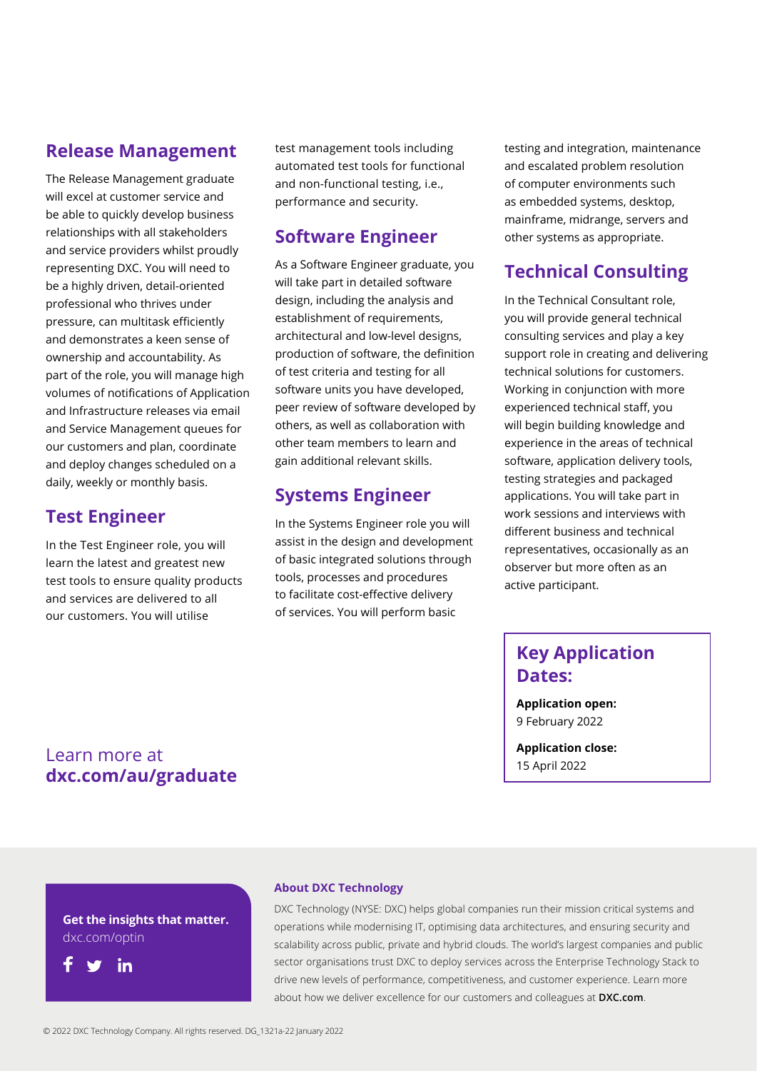## Release Management

The Release Management graduate will excel at customer service and be able to quickly develop business relationships with all stakeholders and service providers whilst proudly representing DXC. You will need to be a highly driven, detail-oriented professional who thrives under pressure, can multitask efficiently and demonstrates a keen sense of ownership and accountability. As part of the role, you will manage high volumes of notifications of Application and Infrastructure releases via email and Service Management queues for our customers and plan, coordinate and deploy changes scheduled on a daily, weekly or monthly basis.

## Test Engineer

In the Test Engineer role, you will learn the latest and greatest new test tools to ensure quality products and services are delivered to all our customers. You will utilise test management tools including automated test tools for functional and non-functional testing, i.e., performance and security.

## Software Engineer

As a Software Engineer graduate, you will take part in detailed software design, including the analysis and establishment of requirements, architectural and low-level designs, production of software, the definition of test criteria and testing for all software units you have developed, peer review of software developed by others, as well as collaboration with other team members to learn and gain additional relevant skills.

## Systems Engineer

In the Systems Engineer role you will assist in the design and development of basic integrated solutions through tools, processes and procedures to facilitate cost-effective delivery of services. You will perform basic testing and integration, maintenance and escalated problem resolution of computer environments such as embedded systems, desktop, mainframe, midrange, servers and other systems as appropriate.

## Technical Consulting

In the Technical Consultant role, you will provide general technical consulting services and play a key support role in creating and delivering technical solutions for customers. Working in conjunction with more experienced technical staff, you will begin building knowledge and experience in the areas of technical software, application delivery tools, testing strategies and packaged applications. You will take part in work sessions and interviews with different business and technical representatives, occasionally as an observer but more often as an active participant.

Learn more at
**dxc.com/au/graduate**

## Key Application Dates:

**Application open:**
9 February 2022

**Application close:**
15 April 2022

**Get the insights that matter.**
dxc.com/optin

### About DXC Technology

DXC Technology (NYSE: DXC) helps global companies run their mission critical systems and operations while modernising IT, optimising data architectures, and ensuring security and scalability across public, private and hybrid clouds. The world's largest companies and public sector organisations trust DXC to deploy services across the Enterprise Technology Stack to drive new levels of performance, competitiveness, and customer experience. Learn more about how we deliver excellence for our customers and colleagues at **DXC.com**.

© 2022 DXC Technology Company. All rights reserved. DG_1321a-22 January 2022